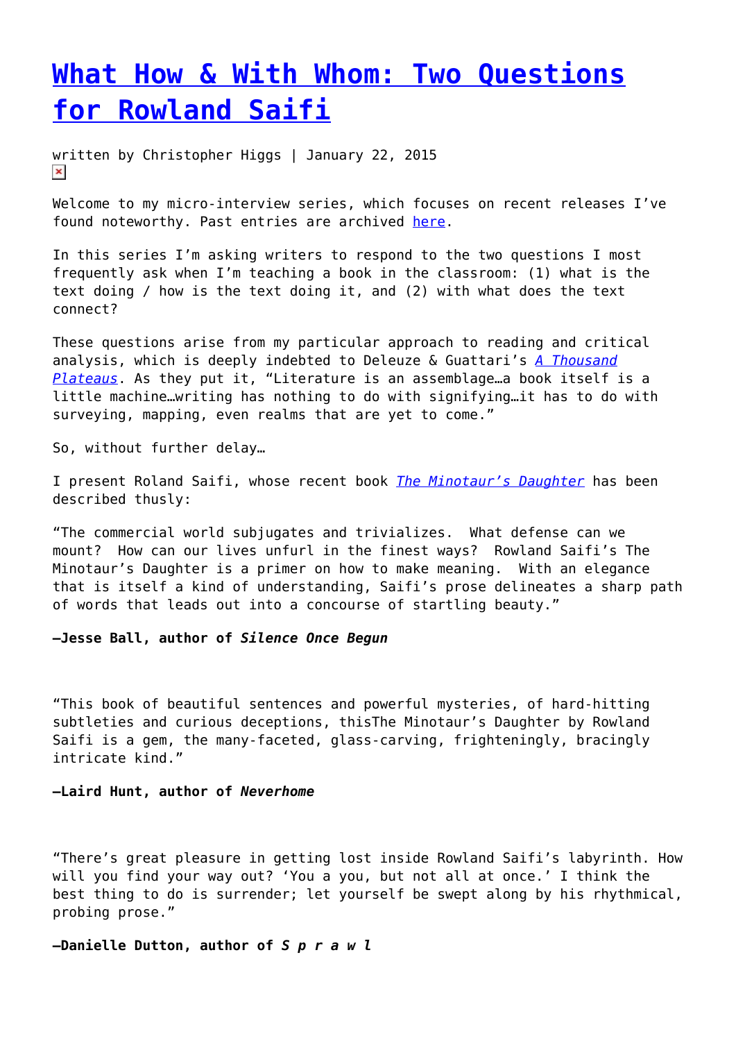# What How & With Whom: Two Questions for Rowland Saifi

written by Christopher Higgs | January 22, 2015

Welcome to my micro-interview series, which focuses on recent releases I've found noteworthy. Past entries are archived here.

In this series I'm asking writers to respond to the two questions I most frequently ask when I'm teaching a book in the classroom: (1) what is the text doing / how is the text doing it, and (2) with what does the text connect?

These questions arise from my particular approach to reading and critical analysis, which is deeply indebted to Deleuze & Guattari's *A Thousand Plateaus*. As they put it, "Literature is an assemblage…a book itself is a little machine…writing has nothing to do with signifying…it has to do with surveying, mapping, even realms that are yet to come."

So, without further delay…

I present Roland Saifi, whose recent book *The Minotaur's Daughter* has been described thusly:

"The commercial world subjugates and trivializes. What defense can we mount? How can our lives unfurl in the finest ways? Rowland Saifi's The Minotaur's Daughter is a primer on how to make meaning. With an elegance that is itself a kind of understanding, Saifi's prose delineates a sharp path of words that leads out into a concourse of startling beauty."

**—Jesse Ball, author of *Silence Once Begun***

"This book of beautiful sentences and powerful mysteries, of hard-hitting subtleties and curious deceptions, thisThe Minotaur's Daughter by Rowland Saifi is a gem, the many-faceted, glass-carving, frighteningly, bracingly intricate kind."

**—Laird Hunt, author of *Neverhome***

"There's great pleasure in getting lost inside Rowland Saifi's labyrinth. How will you find your way out? 'You a you, but not all at once.' I think the best thing to do is surrender; let yourself be swept along by his rhythmical, probing prose."

**—Danielle Dutton, author of *S p r a w l***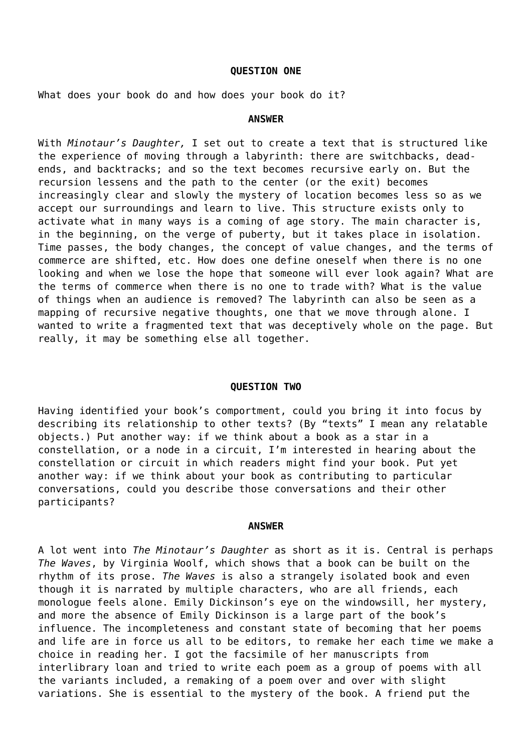**QUESTION ONE**

What does your book do and how does your book do it?

**ANSWER**

With *Minotaur's Daughter,* I set out to create a text that is structured like the experience of moving through a labyrinth: there are switchbacks, dead-ends, and backtracks; and so the text becomes recursive early on. But the recursion lessens and the path to the center (or the exit) becomes increasingly clear and slowly the mystery of location becomes less so as we accept our surroundings and learn to live. This structure exists only to activate what in many ways is a coming of age story. The main character is, in the beginning, on the verge of puberty, but it takes place in isolation. Time passes, the body changes, the concept of value changes, and the terms of commerce are shifted, etc. How does one define oneself when there is no one looking and when we lose the hope that someone will ever look again? What are the terms of commerce when there is no one to trade with? What is the value of things when an audience is removed? The labyrinth can also be seen as a mapping of recursive negative thoughts, one that we move through alone. I wanted to write a fragmented text that was deceptively whole on the page. But really, it may be something else all together.

**QUESTION TWO**

Having identified your book's comportment, could you bring it into focus by describing its relationship to other texts? (By "texts" I mean any relatable objects.) Put another way: if we think about a book as a star in a constellation, or a node in a circuit, I'm interested in hearing about the constellation or circuit in which readers might find your book. Put yet another way: if we think about your book as contributing to particular conversations, could you describe those conversations and their other participants?

**ANSWER**

A lot went into *The Minotaur's Daughter* as short as it is. Central is perhaps *The Waves*, by Virginia Woolf, which shows that a book can be built on the rhythm of its prose. *The Waves* is also a strangely isolated book and even though it is narrated by multiple characters, who are all friends, each monologue feels alone. Emily Dickinson's eye on the windowsill, her mystery, and more the absence of Emily Dickinson is a large part of the book's influence. The incompleteness and constant state of becoming that her poems and life are in force us all to be editors, to remake her each time we make a choice in reading her. I got the facsimile of her manuscripts from interlibrary loan and tried to write each poem as a group of poems with all the variants included, a remaking of a poem over and over with slight variations. She is essential to the mystery of the book. A friend put the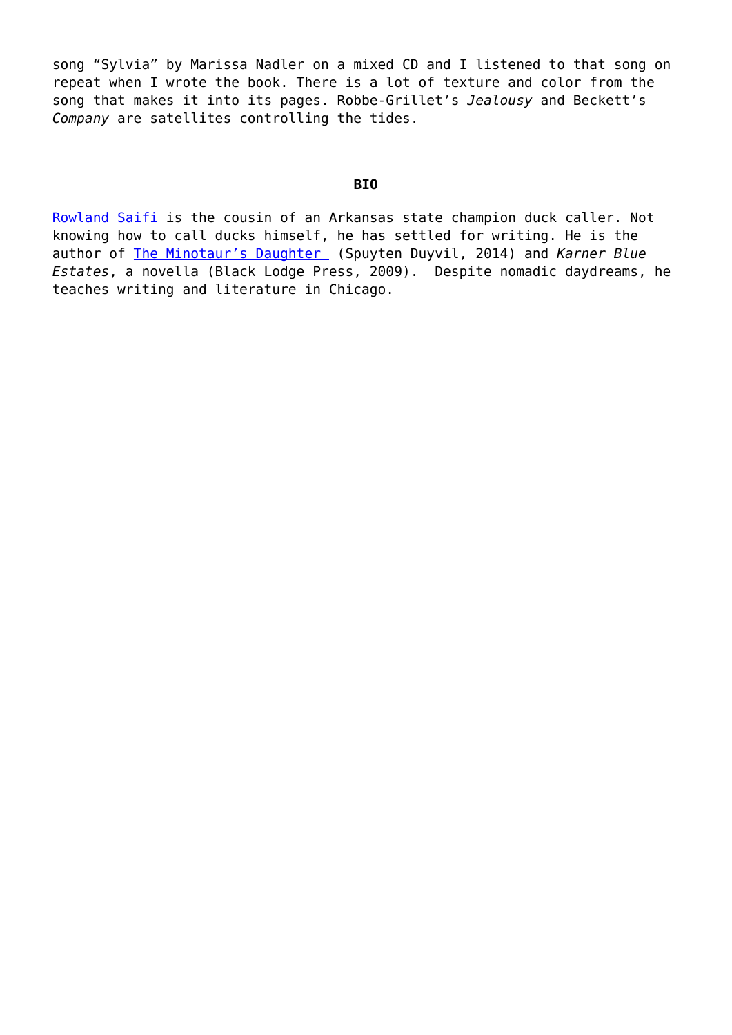song "Sylvia" by Marissa Nadler on a mixed CD and I listened to that song on repeat when I wrote the book. There is a lot of texture and color from the song that makes it into its pages. Robbe-Grillet's *Jealousy* and Beckett's *Company* are satellites controlling the tides.

**BIO**

Rowland Saifi is the cousin of an Arkansas state champion duck caller. Not knowing how to call ducks himself, he has settled for writing. He is the author of The Minotaur's Daughter (Spuyten Duyvil, 2014) and *Karner Blue Estates*, a novella (Black Lodge Press, 2009). Despite nomadic daydreams, he teaches writing and literature in Chicago.